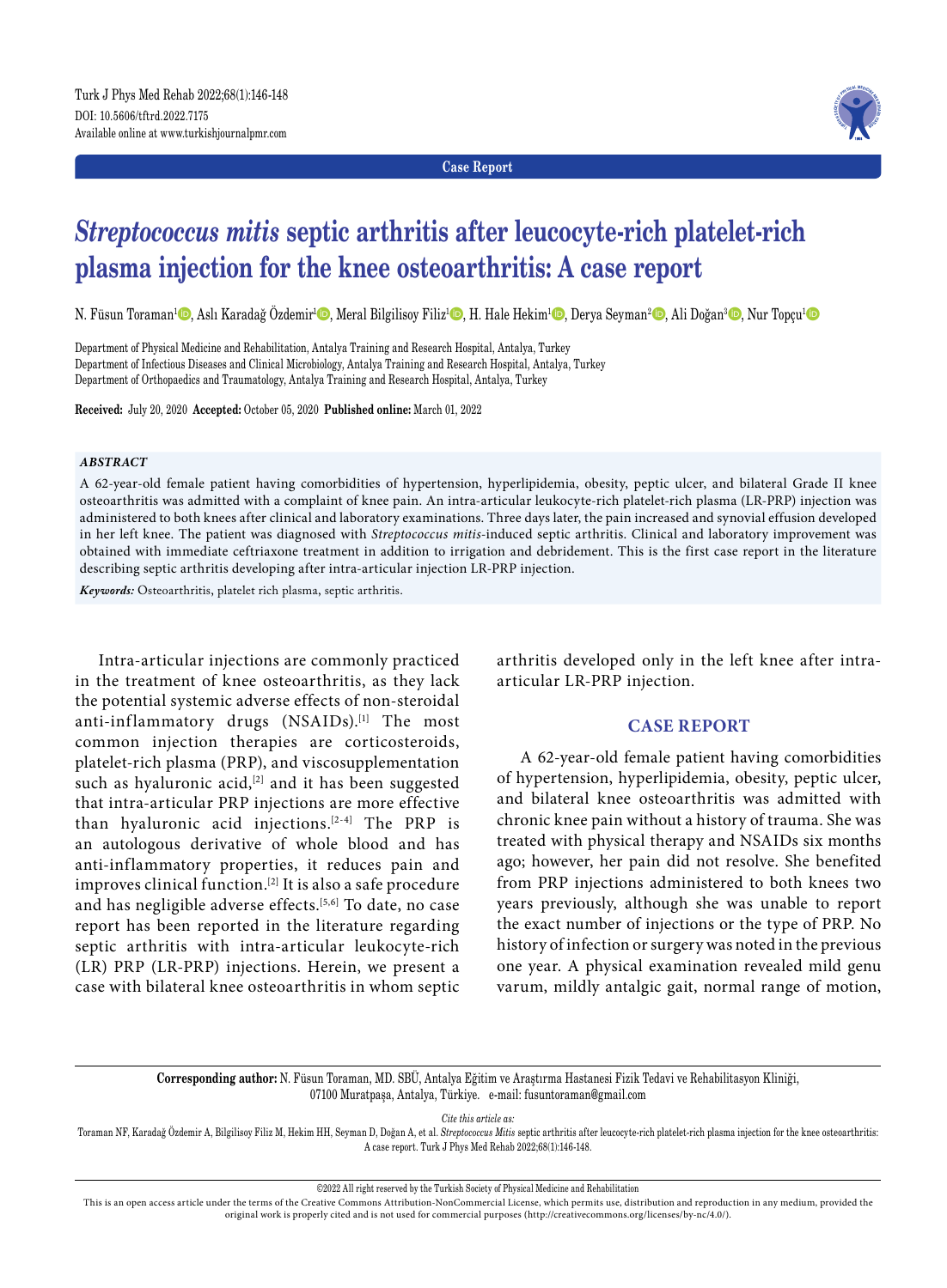Case Report

# *Streptococcus mitis* septic arthritis after leucocyte-rich platelet-rich plasma injection for the knee osteoarthritis: A case report

N. Füsun Toraman[1], Aslı Karadağ Özdemir[1], Meral Bilgilisoy Filiz[1], H. Hale Hekim[1], Derya Seyman[2], Ali Doğan[3], Nur Topçu[1]

Department of Physical Medicine and Rehabilitation, Antalya Training and Research Hospital, Antalya, Turkey
Department of Infectious Diseases and Clinical Microbiology, Antalya Training and Research Hospital, Antalya, Turkey
Department of Orthopaedics and Traumatology, Antalya Training and Research Hospital, Antalya, Turkey

**Received:** July 20, 2020 **Accepted:** October 05, 2020 **Published online:** March 01, 2022

### *ABSTRACT*

A 62-year-old female patient having comorbidities of hypertension, hyperlipidemia, obesity, peptic ulcer, and bilateral Grade II knee osteoarthritis was admitted with a complaint of knee pain. An intra-articular leukocyte-rich platelet-rich plasma (LR-PRP) injection was administered to both knees after clinical and laboratory examinations. Three days later, the pain increased and synovial effusion developed in her left knee. The patient was diagnosed with *Streptococcus mitis*-induced septic arthritis. Clinical and laboratory improvement was obtained with immediate ceftriaxone treatment in addition to irrigation and debridement. This is the first case report in the literature describing septic arthritis developing after intra-articular injection LR-PRP injection.

***Keywords:*** Osteoarthritis, platelet rich plasma, septic arthritis.

Intra-articular injections are commonly practiced in the treatment of knee osteoarthritis, as they lack the potential systemic adverse effects of non-steroidal anti-inflammatory drugs (NSAIDs).[1] The most common injection therapies are corticosteroids, platelet-rich plasma (PRP), and viscosupplementation such as hyaluronic acid,[2] and it has been suggested that intra-articular PRP injections are more effective than hyaluronic acid injections.[2-4] The PRP is an autologous derivative of whole blood and has anti-inflammatory properties, it reduces pain and improves clinical function.[2] It is also a safe procedure and has negligible adverse effects.[5,6] To date, no case report has been reported in the literature regarding septic arthritis with intra-articular leukocyte-rich (LR) PRP (LR-PRP) injections. Herein, we present a case with bilateral knee osteoarthritis in whom septic arthritis developed only in the left knee after intra-articular LR-PRP injection.

## CASE REPORT

A 62-year-old female patient having comorbidities of hypertension, hyperlipidemia, obesity, peptic ulcer, and bilateral knee osteoarthritis was admitted with chronic knee pain without a history of trauma. She was treated with physical therapy and NSAIDs six months ago; however, her pain did not resolve. She benefited from PRP injections administered to both knees two years previously, although she was unable to report the exact number of injections or the type of PRP. No history of infection or surgery was noted in the previous one year. A physical examination revealed mild genu varum, mildly antalgic gait, normal range of motion,

**Corresponding author:** N. Füsun Toraman, MD. SBÜ, Antalya Eğitim ve Araştırma Hastanesi Fizik Tedavi ve Rehabilitasyon Kliniği, 07100 Muratpaşa, Antalya, Türkiye. e-mail: fusuntoraman@gmail.com

*Cite this article as:*
Toraman NF, Karadağ Özdemir A, Bilgilisoy Filiz M, Hekim HH, Seyman D, Doğan A, et al. *Streptococcus Mitis* septic arthritis after leucocyte-rich platelet-rich plasma injection for the knee osteoarthritis: A case report. Turk J Phys Med Rehab 2022;68(1):146-148.

©2022 All right reserved by the Turkish Society of Physical Medicine and Rehabilitation

This is an open access article under the terms of the Creative Commons Attribution-NonCommercial License, which permits use, distribution and reproduction in any medium, provided the original work is properly cited and is not used for commercial purposes (http://creativecommons.org/licenses/by-nc/4.0/).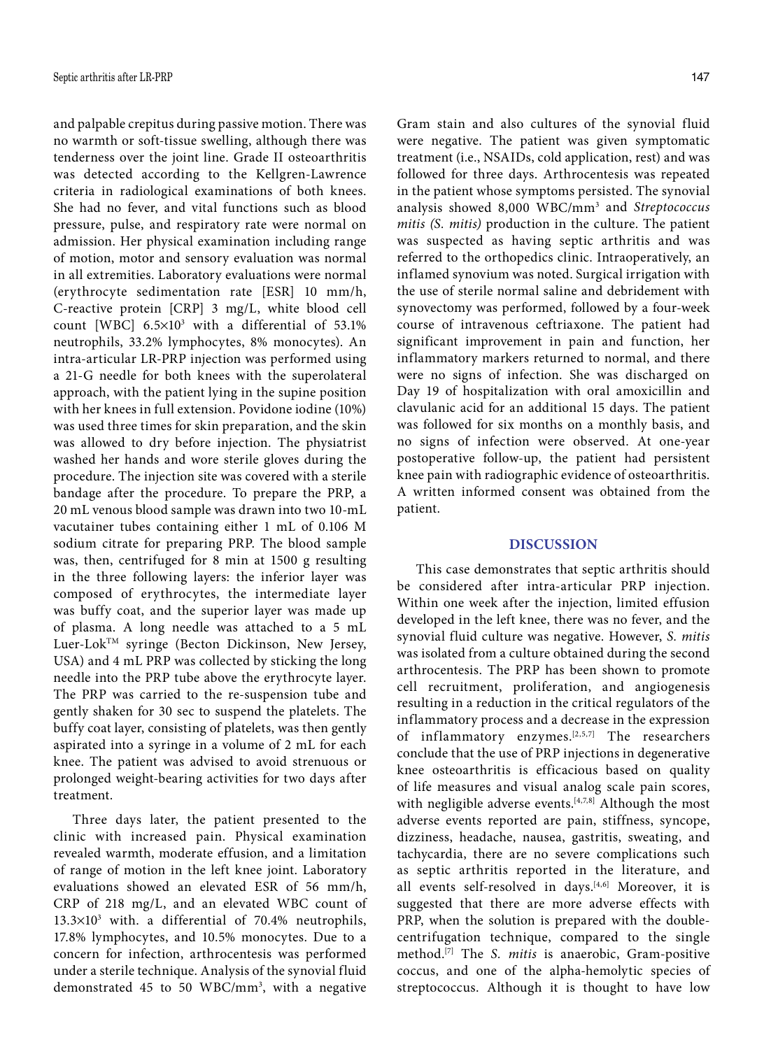and palpable crepitus during passive motion. There was no warmth or soft-tissue swelling, although there was tenderness over the joint line. Grade II osteoarthritis was detected according to the Kellgren-Lawrence criteria in radiological examinations of both knees. She had no fever, and vital functions such as blood pressure, pulse, and respiratory rate were normal on admission. Her physical examination including range of motion, motor and sensory evaluation was normal in all extremities. Laboratory evaluations were normal (erythrocyte sedimentation rate [ESR] 10 mm/h, C-reactive protein [CRP] 3 mg/L, white blood cell count [WBC] $6.5\times10^3$ with a differential of 53.1% neutrophils, 33.2% lymphocytes, 8% monocytes). An intra-articular LR-PRP injection was performed using a 21-G needle for both knees with the superolateral approach, with the patient lying in the supine position with her knees in full extension. Povidone iodine (10%) was used three times for skin preparation, and the skin was allowed to dry before injection. The physiatrist washed her hands and wore sterile gloves during the procedure. The injection site was covered with a sterile bandage after the procedure. To prepare the PRP, a 20 mL venous blood sample was drawn into two 10-mL vacutainer tubes containing either 1 mL of 0.106 M sodium citrate for preparing PRP. The blood sample was, then, centrifuged for 8 min at 1500 g resulting in the three following layers: the inferior layer was composed of erythrocytes, the intermediate layer was buffy coat, and the superior layer was made up of plasma. A long needle was attached to a 5 mL Luer-Lok™ syringe (Becton Dickinson, New Jersey, USA) and 4 mL PRP was collected by sticking the long needle into the PRP tube above the erythrocyte layer. The PRP was carried to the re-suspension tube and gently shaken for 30 sec to suspend the platelets. The buffy coat layer, consisting of platelets, was then gently aspirated into a syringe in a volume of 2 mL for each knee. The patient was advised to avoid strenuous or prolonged weight-bearing activities for two days after treatment.

Three days later, the patient presented to the clinic with increased pain. Physical examination revealed warmth, moderate effusion, and a limitation of range of motion in the left knee joint. Laboratory evaluations showed an elevated ESR of 56 mm/h, CRP of 218 mg/L, and an elevated WBC count of $13.3\times10^3$ with. a differential of 70.4% neutrophils, 17.8% lymphocytes, and 10.5% monocytes. Due to a concern for infection, arthrocentesis was performed under a sterile technique. Analysis of the synovial fluid demonstrated 45 to 50 WBC/mm$^3$, with a negative Gram stain and also cultures of the synovial fluid were negative. The patient was given symptomatic treatment (i.e., NSAIDs, cold application, rest) and was followed for three days. Arthrocentesis was repeated in the patient whose symptoms persisted. The synovial analysis showed 8,000 WBC/mm$^3$ and *Streptococcus mitis (S. mitis)* production in the culture. The patient was suspected as having septic arthritis and was referred to the orthopedics clinic. Intraoperatively, an inflamed synovium was noted. Surgical irrigation with the use of sterile normal saline and debridement with synovectomy was performed, followed by a four-week course of intravenous ceftriaxone. The patient had significant improvement in pain and function, her inflammatory markers returned to normal, and there were no signs of infection. She was discharged on Day 19 of hospitalization with oral amoxicillin and clavulanic acid for an additional 15 days. The patient was followed for six months on a monthly basis, and no signs of infection were observed. At one-year postoperative follow-up, the patient had persistent knee pain with radiographic evidence of osteoarthritis. A written informed consent was obtained from the patient.

## DISCUSSION

This case demonstrates that septic arthritis should be considered after intra-articular PRP injection. Within one week after the injection, limited effusion developed in the left knee, there was no fever, and the synovial fluid culture was negative. However, *S. mitis* was isolated from a culture obtained during the second arthrocentesis. The PRP has been shown to promote cell recruitment, proliferation, and angiogenesis resulting in a reduction in the critical regulators of the inflammatory process and a decrease in the expression of inflammatory enzymes.[2,5,7] The researchers conclude that the use of PRP injections in degenerative knee osteoarthritis is efficacious based on quality of life measures and visual analog scale pain scores, with negligible adverse events.[4,7,8] Although the most adverse events reported are pain, stiffness, syncope, dizziness, headache, nausea, gastritis, sweating, and tachycardia, there are no severe complications such as septic arthritis reported in the literature, and all events self-resolved in days.[4,6] Moreover, it is suggested that there are more adverse effects with PRP, when the solution is prepared with the double-centrifugation technique, compared to the single method.[7] The *S. mitis* is anaerobic, Gram-positive coccus, and one of the alpha-hemolytic species of streptococcus. Although it is thought to have low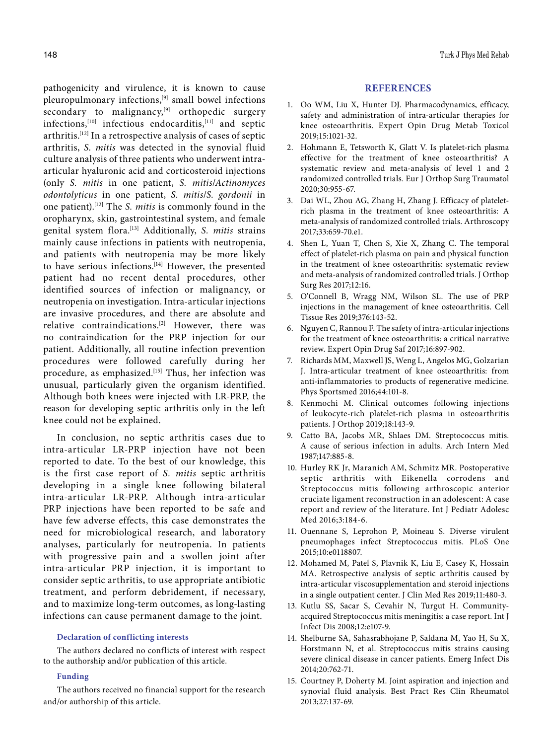pathogenicity and virulence, it is known to cause pleuropulmonary infections,[9] small bowel infections secondary to malignancy,[9] orthopedic surgery infections,[10] infectious endocarditis,[11] and septic arthritis.[12] In a retrospective analysis of cases of septic arthritis, *S. mitis* was detected in the synovial fluid culture analysis of three patients who underwent intra-articular hyaluronic acid and corticosteroid injections (only *S. mitis* in one patient, *S. mitis*/*Actinomyces odontolyticus* in one patient, *S. mitis*/*S. gordonii* in one patient).[12] The *S. mitis* is commonly found in the oropharynx, skin, gastrointestinal system, and female genital system flora.[13] Additionally, *S. mitis* strains mainly cause infections in patients with neutropenia, and patients with neutropenia may be more likely to have serious infections.[14] However, the presented patient had no recent dental procedures, other identified sources of infection or malignancy, or neutropenia on investigation. Intra-articular injections are invasive procedures, and there are absolute and relative contraindications.[2] However, there was no contraindication for the PRP injection for our patient. Additionally, all routine infection prevention procedures were followed carefully during her procedure, as emphasized.[15] Thus, her infection was unusual, particularly given the organism identified. Although both knees were injected with LR-PRP, the reason for developing septic arthritis only in the left knee could not be explained.

In conclusion, no septic arthritis cases due to intra-articular LR-PRP injection have not been reported to date. To the best of our knowledge, this is the first case report of *S. mitis* septic arthritis developing in a single knee following bilateral intra-articular LR-PRP. Although intra-articular PRP injections have been reported to be safe and have few adverse effects, this case demonstrates the need for microbiological research, and laboratory analyses, particularly for neutropenia. In patients with progressive pain and a swollen joint after intra-articular PRP injection, it is important to consider septic arthritis, to use appropriate antibiotic treatment, and perform debridement, if necessary, and to maximize long-term outcomes, as long-lasting infections can cause permanent damage to the joint.

#### Declaration of conflicting interests

The authors declared no conflicts of interest with respect to the authorship and/or publication of this article.

#### Funding

The authors received no financial support for the research and/or authorship of this article.

## REFERENCES

1. Oo WM, Liu X, Hunter DJ. Pharmacodynamics, efficacy, safety and administration of intra-articular therapies for knee osteoarthritis. Expert Opin Drug Metab Toxicol 2019;15:1021-32.
2. Hohmann E, Tetsworth K, Glatt V. Is platelet-rich plasma effective for the treatment of knee osteoarthritis? A systematic review and meta-analysis of level 1 and 2 randomized controlled trials. Eur J Orthop Surg Traumatol 2020;30:955-67.
3. Dai WL, Zhou AG, Zhang H, Zhang J. Efficacy of platelet-rich plasma in the treatment of knee osteoarthritis: A meta-analysis of randomized controlled trials. Arthroscopy 2017;33:659-70.e1.
4. Shen L, Yuan T, Chen S, Xie X, Zhang C. The temporal effect of platelet-rich plasma on pain and physical function in the treatment of knee osteoarthritis: systematic review and meta-analysis of randomized controlled trials. J Orthop Surg Res 2017;12:16.
5. O'Connell B, Wragg NM, Wilson SL. The use of PRP injections in the management of knee osteoarthritis. Cell Tissue Res 2019;376:143-52.
6. Nguyen C, Rannou F. The safety of intra-articular injections for the treatment of knee osteoarthritis: a critical narrative review. Expert Opin Drug Saf 2017;16:897-902.
7. Richards MM, Maxwell JS, Weng L, Angelos MG, Golzarian J. Intra-articular treatment of knee osteoarthritis: from anti-inflammatories to products of regenerative medicine. Phys Sportsmed 2016;44:101-8.
8. Kenmochi M. Clinical outcomes following injections of leukocyte-rich platelet-rich plasma in osteoarthritis patients. J Orthop 2019;18:143-9.
9. Catto BA, Jacobs MR, Shlaes DM. Streptococcus mitis. A cause of serious infection in adults. Arch Intern Med 1987;147:885-8.
10. Hurley RK Jr, Maranich AM, Schmitz MR. Postoperative septic arthritis with Eikenella corrodens and Streptococcus mitis following arthroscopic anterior cruciate ligament reconstruction in an adolescent: A case report and review of the literature. Int J Pediatr Adolesc Med 2016;3:184-6.
11. Ouennane S, Leprohon P, Moineau S. Diverse virulent pneumophages infect Streptococcus mitis. PLoS One 2015;10:e0118807.
12. Mohamed M, Patel S, Plavnik K, Liu E, Casey K, Hossain MA. Retrospective analysis of septic arthritis caused by intra-articular viscosupplementation and steroid injections in a single outpatient center. J Clin Med Res 2019;11:480-3.
13. Kutlu SS, Sacar S, Cevahir N, Turgut H. Community-acquired Streptococcus mitis meningitis: a case report. Int J Infect Dis 2008;12:e107-9.
14. Shelburne SA, Sahasrabhojane P, Saldana M, Yao H, Su X, Horstmann N, et al. Streptococcus mitis strains causing severe clinical disease in cancer patients. Emerg Infect Dis 2014;20:762-71.
15. Courtney P, Doherty M. Joint aspiration and injection and synovial fluid analysis. Best Pract Res Clin Rheumatol 2013;27:137-69.